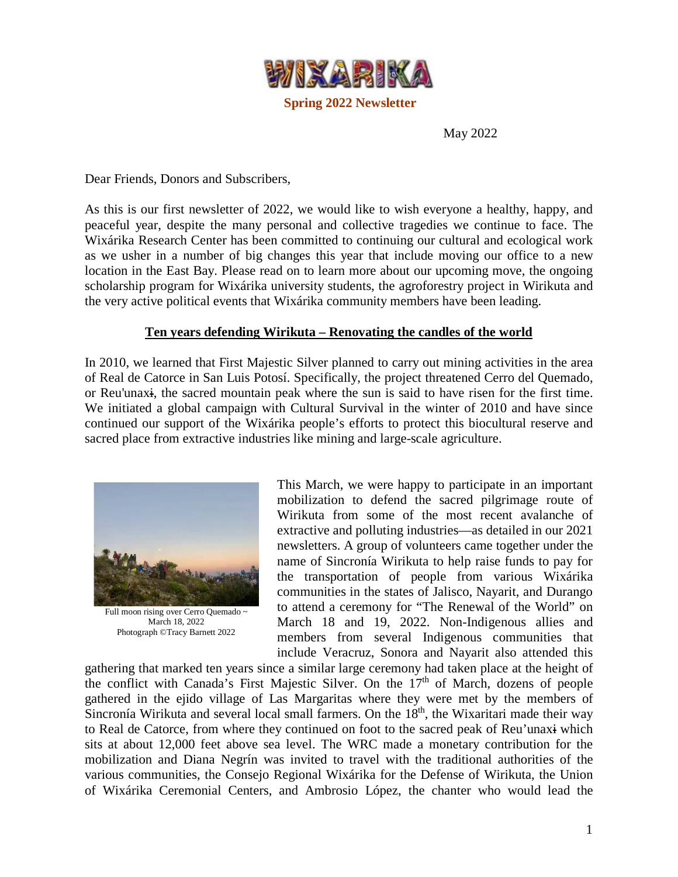# WIXARIKA

**Spring 2022 Newsletter**

May 2022

Dear Friends, Donors and Subscribers,

As this is our first newsletter of 2022, we would like to wish everyone a healthy, happy, and peaceful year, despite the many personal and collective tragedies we continue to face. The Wixárika Research Center has been committed to continuing our cultural and ecological work as we usher in a number of big changes this year that include moving our office to a new location in the East Bay. Please read on to learn more about our upcoming move, the ongoing scholarship program for Wixárika university students, the agroforestry project in Wirikuta and the very active political events that Wixárika community members have been leading.

## Ten years defending Wirikuta – Renovating the candles of the world

In 2010, we learned that First Majestic Silver planned to carry out mining activities in the area of Real de Catorce in San Luis Potosí. Specifically, the project threatened Cerro del Quemado, or Reu'unaxɨ, the sacred mountain peak where the sun is said to have risen for the first time. We initiated a global campaign with Cultural Survival in the winter of 2010 and have since continued our support of the Wixárika people's efforts to protect this biocultural reserve and sacred place from extractive industries like mining and large-scale agriculture.

Full moon rising over Cerro Quemado ~ March 18, 2022
Photograph ©Tracy Barnett 2022

This March, we were happy to participate in an important mobilization to defend the sacred pilgrimage route of Wirikuta from some of the most recent avalanche of extractive and polluting industries—as detailed in our 2021 newsletters. A group of volunteers came together under the name of Sincronía Wirikuta to help raise funds to pay for the transportation of people from various Wixárika communities in the states of Jalisco, Nayarit, and Durango to attend a ceremony for "The Renewal of the World" on March 18 and 19, 2022. Non-Indigenous allies and members from several Indigenous communities that include Veracruz, Sonora and Nayarit also attended this gathering that marked ten years since a similar large ceremony had taken place at the height of the conflict with Canada's First Majestic Silver. On the 17th of March, dozens of people gathered in the ejido village of Las Margaritas where they were met by the members of Sincronía Wirikuta and several local small farmers. On the 18th, the Wixaritari made their way to Real de Catorce, from where they continued on foot to the sacred peak of Reu'unaxɨ which sits at about 12,000 feet above sea level. The WRC made a monetary contribution for the mobilization and Diana Negrín was invited to travel with the traditional authorities of the various communities, the Consejo Regional Wixárika for the Defense of Wirikuta, the Union of Wixárika Ceremonial Centers, and Ambrosio López, the chanter who would lead the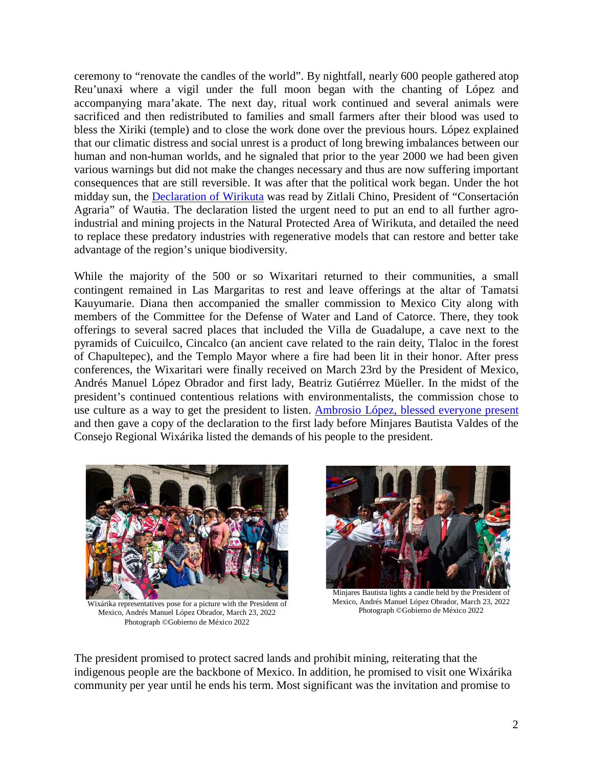ceremony to "renovate the candles of the world". By nightfall, nearly 600 people gathered atop Reu'unaxɨ where a vigil under the full moon began with the chanting of López and accompanying mara'akate. The next day, ritual work continued and several animals were sacrificed and then redistributed to families and small farmers after their blood was used to bless the Xiriki (temple) and to close the work done over the previous hours. López explained that our climatic distress and social unrest is a product of long brewing imbalances between our human and non-human worlds, and he signaled that prior to the year 2000 we had been given various warnings but did not make the changes necessary and thus are now suffering important consequences that are still reversible. It was after that the political work began. Under the hot midday sun, the [Declaration of Wirikuta] was read by Zitlali Chino, President of "Consertación Agraria" of Wautɨa. The declaration listed the urgent need to put an end to all further agro-industrial and mining projects in the Natural Protected Area of Wirikuta, and detailed the need to replace these predatory industries with regenerative models that can restore and better take advantage of the region's unique biodiversity.

While the majority of the 500 or so Wixaritari returned to their communities, a small contingent remained in Las Margaritas to rest and leave offerings at the altar of Tamatsi Kauyumarie. Diana then accompanied the smaller commission to Mexico City along with members of the Committee for the Defense of Water and Land of Catorce. There, they took offerings to several sacred places that included the Villa de Guadalupe, a cave next to the pyramids of Cuicuilco, Cincalco (an ancient cave related to the rain deity, Tlaloc in the forest of Chapultepec), and the Templo Mayor where a fire had been lit in their honor. After press conferences, the Wixaritari were finally received on March 23rd by the President of Mexico, Andrés Manuel López Obrador and first lady, Beatriz Gutiérrez Müeller. In the midst of the president's continued contentious relations with environmentalists, the commission chose to use culture as a way to get the president to listen. [Ambrosio López, blessed everyone present] and then gave a copy of the declaration to the first lady before Minjares Bautista Valdes of the Consejo Regional Wixárika listed the demands of his people to the president.

Wixárika representatives pose for a picture with the President of Mexico, Andrés Manuel López Obrador, March 23, 2022
Photograph ©Gobierno de México 2022

Minjares Bautista lights a candle held by the President of Mexico, Andrés Manuel López Obrador, March 23, 2022
Photograph ©Gobierno de México 2022

The president promised to protect sacred lands and prohibit mining, reiterating that the indigenous people are the backbone of Mexico. In addition, he promised to visit one Wixárika community per year until he ends his term. Most significant was the invitation and promise to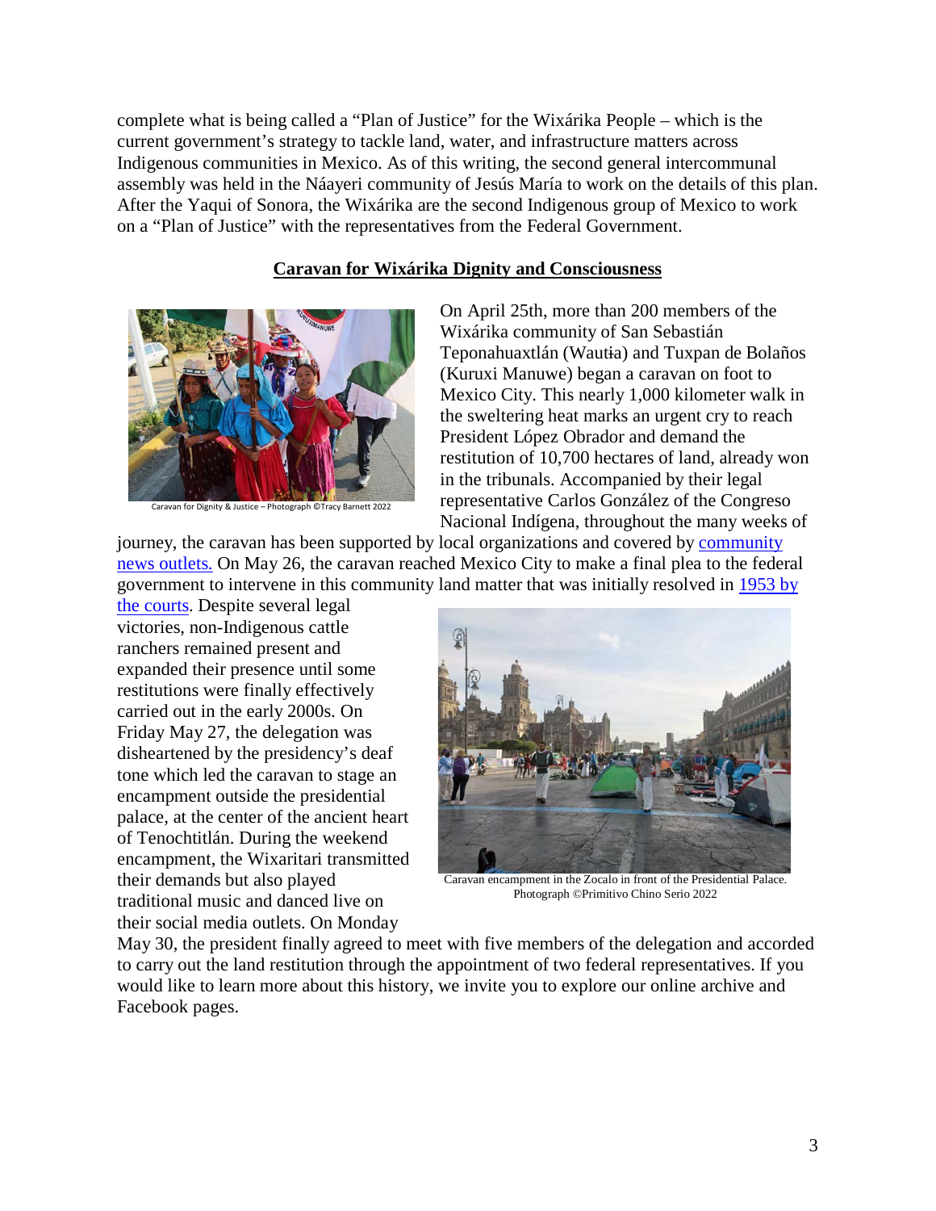complete what is being called a "Plan of Justice" for the Wixárika People – which is the current government's strategy to tackle land, water, and infrastructure matters across Indigenous communities in Mexico. As of this writing, the second general intercommunal assembly was held in the Náayeri community of Jesús María to work on the details of this plan. After the Yaqui of Sonora, the Wixárika are the second Indigenous group of Mexico to work on a "Plan of Justice" with the representatives from the Federal Government.

## Caravan for Wixárika Dignity and Consciousness

Caravan for Dignity & Justice – Photograph ©Tracy Barnett 2022

On April 25th, more than 200 members of the Wixárika community of San Sebastián Teponahuaxtlán (Wautɨa) and Tuxpan de Bolaños (Kuruxi Manuwe) began a caravan on foot to Mexico City. This nearly 1,000 kilometer walk in the sweltering heat marks an urgent cry to reach President López Obrador and demand the restitution of 10,700 hectares of land, already won in the tribunals. Accompanied by their legal representative Carlos González of the Congreso Nacional Indígena, throughout the many weeks of journey, the caravan has been supported by local organizations and covered by community news outlets. On May 26, the caravan reached Mexico City to make a final plea to the federal government to intervene in this community land matter that was initially resolved in 1953 by the courts. Despite several legal victories, non-Indigenous cattle ranchers remained present and expanded their presence until some restitutions were finally effectively carried out in the early 2000s. On Friday May 27, the delegation was disheartened by the presidency's deaf tone which led the caravan to stage an encampment outside the presidential palace, at the center of the ancient heart of Tenochtitlán. During the weekend encampment, the Wixaritari transmitted their demands but also played traditional music and danced live on their social media outlets. On Monday May 30, the president finally agreed to meet with five members of the delegation and accorded to carry out the land restitution through the appointment of two federal representatives. If you would like to learn more about this history, we invite you to explore our online archive and Facebook pages.

Caravan encampment in the Zocalo in front of the Presidential Palace. Photograph ©Primitivo Chino Serio 2022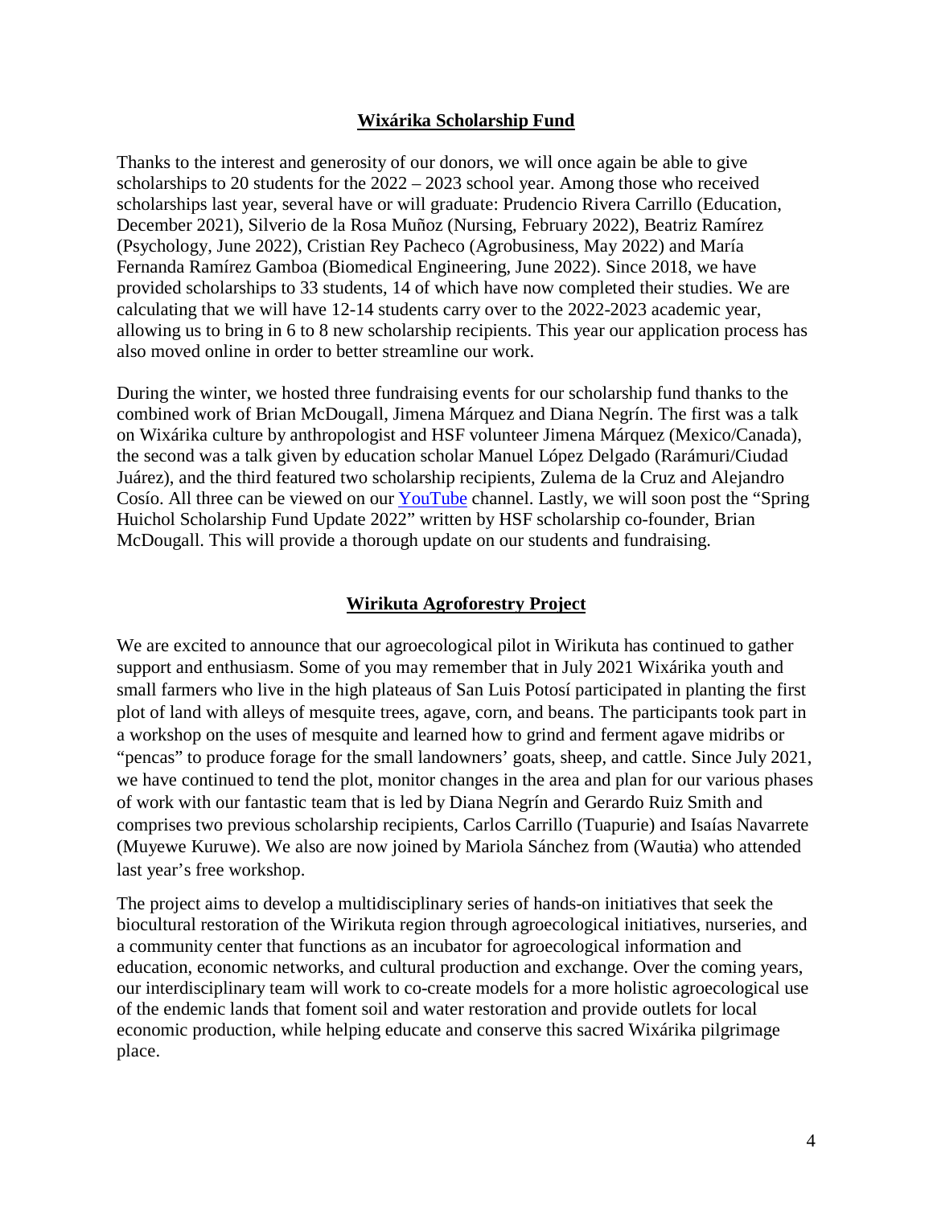## Wixárika Scholarship Fund

Thanks to the interest and generosity of our donors, we will once again be able to give scholarships to 20 students for the 2022 – 2023 school year. Among those who received scholarships last year, several have or will graduate: Prudencio Rivera Carrillo (Education, December 2021), Silverio de la Rosa Muñoz (Nursing, February 2022), Beatriz Ramírez (Psychology, June 2022), Cristian Rey Pacheco (Agrobusiness, May 2022) and María Fernanda Ramírez Gamboa (Biomedical Engineering, June 2022). Since 2018, we have provided scholarships to 33 students, 14 of which have now completed their studies. We are calculating that we will have 12-14 students carry over to the 2022-2023 academic year, allowing us to bring in 6 to 8 new scholarship recipients. This year our application process has also moved online in order to better streamline our work.

During the winter, we hosted three fundraising events for our scholarship fund thanks to the combined work of Brian McDougall, Jimena Márquez and Diana Negrín. The first was a talk on Wixárika culture by anthropologist and HSF volunteer Jimena Márquez (Mexico/Canada), the second was a talk given by education scholar Manuel López Delgado (Rarámuri/Ciudad Juárez), and the third featured two scholarship recipients, Zulema de la Cruz and Alejandro Cosío. All three can be viewed on our YouTube channel. Lastly, we will soon post the "Spring Huichol Scholarship Fund Update 2022" written by HSF scholarship co-founder, Brian McDougall. This will provide a thorough update on our students and fundraising.

## Wirikuta Agroforestry Project

We are excited to announce that our agroecological pilot in Wirikuta has continued to gather support and enthusiasm. Some of you may remember that in July 2021 Wixárika youth and small farmers who live in the high plateaus of San Luis Potosí participated in planting the first plot of land with alleys of mesquite trees, agave, corn, and beans. The participants took part in a workshop on the uses of mesquite and learned how to grind and ferment agave midribs or "pencas" to produce forage for the small landowners' goats, sheep, and cattle. Since July 2021, we have continued to tend the plot, monitor changes in the area and plan for our various phases of work with our fantastic team that is led by Diana Negrín and Gerardo Ruiz Smith and comprises two previous scholarship recipients, Carlos Carrillo (Tuapurie) and Isaías Navarrete (Muyewe Kuruwe). We also are now joined by Mariola Sánchez from (Wautɨa) who attended last year's free workshop.

The project aims to develop a multidisciplinary series of hands-on initiatives that seek the biocultural restoration of the Wirikuta region through agroecological initiatives, nurseries, and a community center that functions as an incubator for agroecological information and education, economic networks, and cultural production and exchange. Over the coming years, our interdisciplinary team will work to co-create models for a more holistic agroecological use of the endemic lands that foment soil and water restoration and provide outlets for local economic production, while helping educate and conserve this sacred Wixárika pilgrimage place.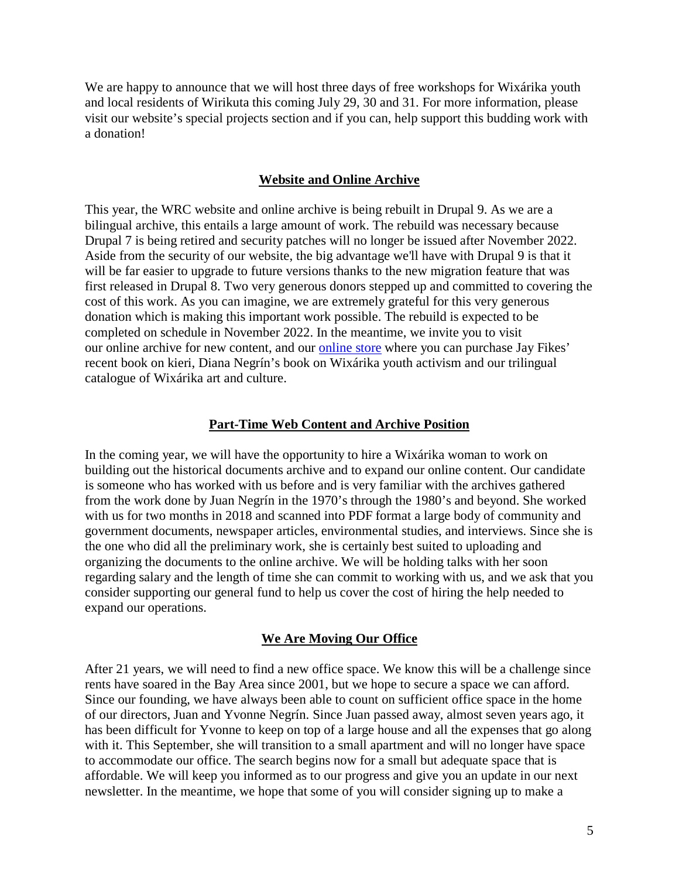We are happy to announce that we will host three days of free workshops for Wixárika youth and local residents of Wirikuta this coming July 29, 30 and 31. For more information, please visit our website's special projects section and if you can, help support this budding work with a donation!

## Website and Online Archive

This year, the WRC website and online archive is being rebuilt in Drupal 9. As we are a bilingual archive, this entails a large amount of work. The rebuild was necessary because Drupal 7 is being retired and security patches will no longer be issued after November 2022. Aside from the security of our website, the big advantage we'll have with Drupal 9 is that it will be far easier to upgrade to future versions thanks to the new migration feature that was first released in Drupal 8. Two very generous donors stepped up and committed to covering the cost of this work. As you can imagine, we are extremely grateful for this very generous donation which is making this important work possible. The rebuild is expected to be completed on schedule in November 2022. In the meantime, we invite you to visit our online archive for new content, and our online store where you can purchase Jay Fikes' recent book on kieri, Diana Negrín's book on Wixárika youth activism and our trilingual catalogue of Wixárika art and culture.

## Part-Time Web Content and Archive Position

In the coming year, we will have the opportunity to hire a Wixárika woman to work on building out the historical documents archive and to expand our online content. Our candidate is someone who has worked with us before and is very familiar with the archives gathered from the work done by Juan Negrín in the 1970's through the 1980's and beyond. She worked with us for two months in 2018 and scanned into PDF format a large body of community and government documents, newspaper articles, environmental studies, and interviews. Since she is the one who did all the preliminary work, she is certainly best suited to uploading and organizing the documents to the online archive. We will be holding talks with her soon regarding salary and the length of time she can commit to working with us, and we ask that you consider supporting our general fund to help us cover the cost of hiring the help needed to expand our operations.

## We Are Moving Our Office

After 21 years, we will need to find a new office space. We know this will be a challenge since rents have soared in the Bay Area since 2001, but we hope to secure a space we can afford. Since our founding, we have always been able to count on sufficient office space in the home of our directors, Juan and Yvonne Negrín. Since Juan passed away, almost seven years ago, it has been difficult for Yvonne to keep on top of a large house and all the expenses that go along with it. This September, she will transition to a small apartment and will no longer have space to accommodate our office. The search begins now for a small but adequate space that is affordable. We will keep you informed as to our progress and give you an update in our next newsletter. In the meantime, we hope that some of you will consider signing up to make a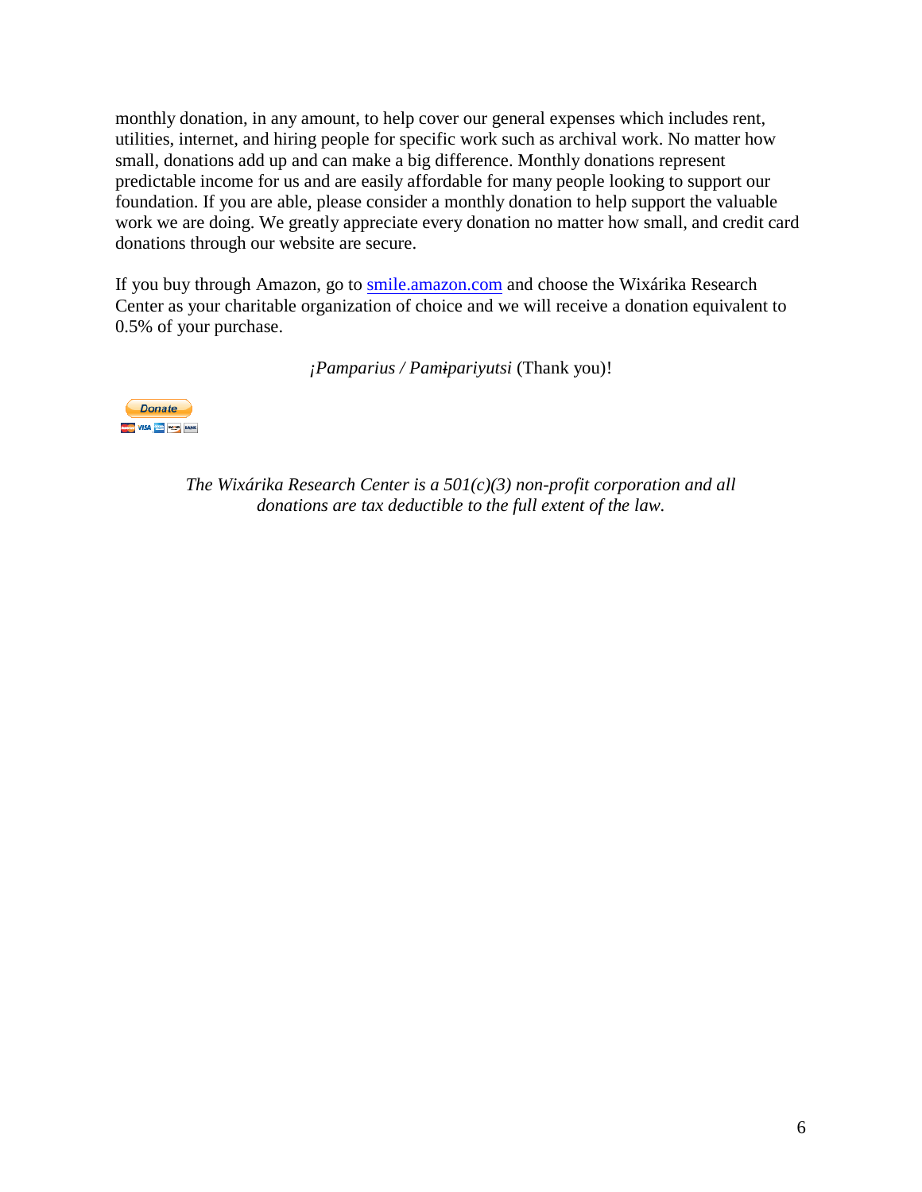monthly donation, in any amount, to help cover our general expenses which includes rent, utilities, internet, and hiring people for specific work such as archival work. No matter how small, donations add up and can make a big difference. Monthly donations represent predictable income for us and are easily affordable for many people looking to support our foundation. If you are able, please consider a monthly donation to help support the valuable work we are doing. We greatly appreciate every donation no matter how small, and credit card donations through our website are secure.

If you buy through Amazon, go to [smile.amazon.com](smile.amazon.com) and choose the Wixárika Research Center as your charitable organization of choice and we will receive a donation equivalent to 0.5% of your purchase.

¡*Pamparius / Pamɨpariyutsi* (Thank you)!

*The Wixárika Research Center is a 501(c)(3) non-profit corporation and all donations are tax deductible to the full extent of the law.*